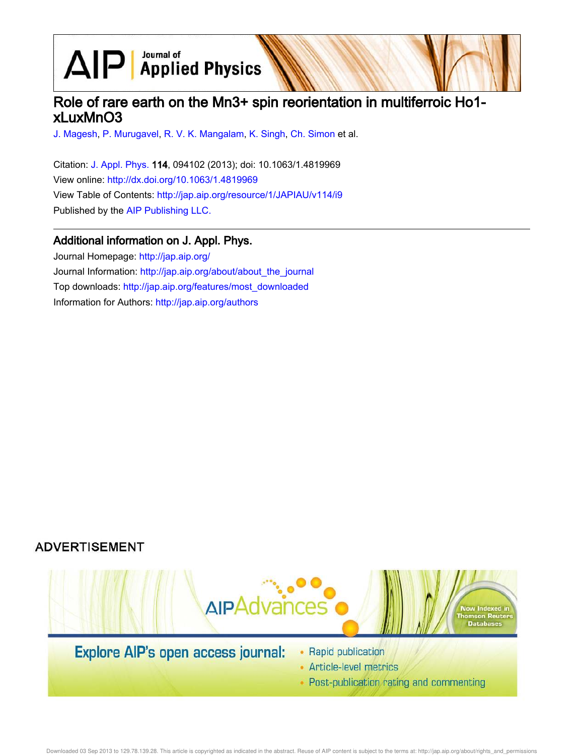# Role of rare earth on the Mn3+ spin reorientation in multiferroic Ho1-xLuxMnO3

J. Magesh, P. Murugavel, R. V. K. Mangalam, K. Singh, Ch. Simon et al.

Citation: J. Appl. Phys. **114**, 094102 (2013); doi: 10.1063/1.4819969

View online: http://dx.doi.org/10.1063/1.4819969

View Table of Contents: http://jap.aip.org/resource/1/JAPIAU/v114/i9

Published by the AIP Publishing LLC.

## Additional information on J. Appl. Phys.

Journal Homepage: http://jap.aip.org/

Journal Information: http://jap.aip.org/about/about_the_journal

Top downloads: http://jap.aip.org/features/most_downloaded

Information for Authors: http://jap.aip.org/authors

ADVERTISEMENT

AIPAdvances

Now Indexed in Thomson Reuters Databases

Explore AIP's open access journal:

- Rapid publication
- Article-level metrics
- Post-publication rating and commenting

Downloaded 03 Sep 2013 to 129.78.139.28. This article is copyrighted as indicated in the abstract. Reuse of AIP content is subject to the terms at: http://jap.aip.org/about/rights_and_permissions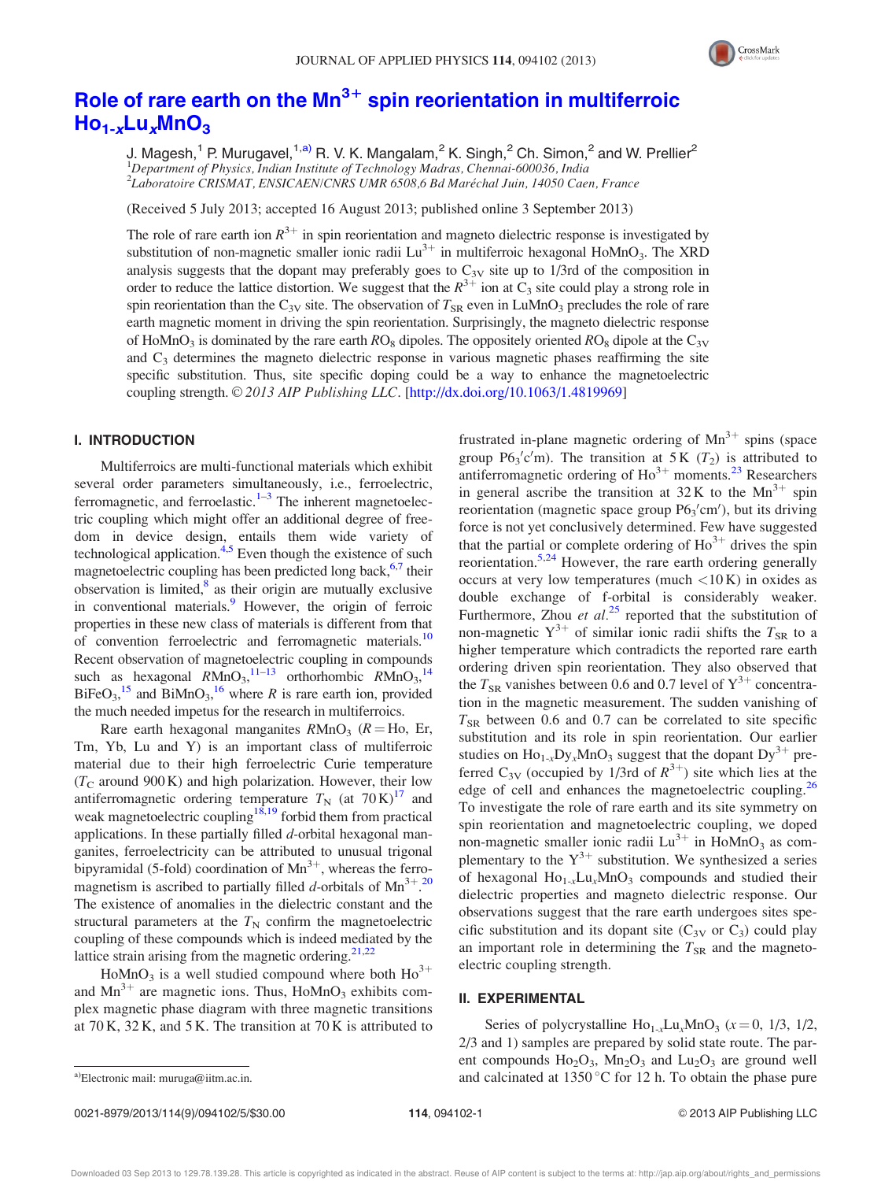# Role of rare earth on the $Mn^{3+}$ spin reorientation in multiferroic $Ho_{1-x}Lu_xMnO_3$

J. Magesh,[1] P. Murugavel,[1,a)] R. V. K. Mangalam,[2] K. Singh,[2] Ch. Simon,[2] and W. Prellier[2]

[1]*Department of Physics, Indian Institute of Technology Madras, Chennai-600036, India*
[2]*Laboratoire CRISMAT, ENSICAEN/CNRS UMR 6508,6 Bd Maréchal Juin, 14050 Caen, France*

(Received 5 July 2013; accepted 16 August 2013; published online 3 September 2013)

The role of rare earth ion $R^{3+}$ in spin reorientation and magneto dielectric response is investigated by substitution of non-magnetic smaller ionic radii $Lu^{3+}$ in multiferroic hexagonal $HoMnO_3$. The XRD analysis suggests that the dopant may preferably goes to $C_{3V}$ site up to 1/3rd of the composition in order to reduce the lattice distortion. We suggest that the $R^{3+}$ ion at $C_3$ site could play a strong role in spin reorientation than the $C_{3V}$ site. The observation of $T_{SR}$ even in $LuMnO_3$ precludes the role of rare earth magnetic moment in driving the spin reorientation. Surprisingly, the magneto dielectric response of $HoMnO_3$ is dominated by the rare earth $RO_8$ dipoles. The oppositely oriented $RO_8$ dipole at the $C_{3V}$ and $C_3$ determines the magneto dielectric response in various magnetic phases reaffirming the site specific substitution. Thus, site specific doping could be a way to enhance the magnetoelectric coupling strength. © *2013 AIP Publishing LLC*. [http://dx.doi.org/10.1063/1.4819969]

## I. INTRODUCTION

Multiferroics are multi-functional materials which exhibit several order parameters simultaneously, i.e., ferroelectric, ferromagnetic, and ferroelastic.[1–3] The inherent magnetoelectric coupling which might offer an additional degree of freedom in device design, entails them wide variety of technological application.[4,5] Even though the existence of such magnetoelectric coupling has been predicted long back,[6,7] their observation is limited,[8] as their origin are mutually exclusive in conventional materials.[9] However, the origin of ferroic properties in these new class of materials is different from that of convention ferroelectric and ferromagnetic materials.[10] Recent observation of magnetoelectric coupling in compounds such as hexagonal $RMnO_3$,[11–13] orthorhombic $RMnO_3$,[14] $BiFeO_3$,[15] and $BiMnO_3$,[16] where $R$ is rare earth ion, provided the much needed impetus for the research in multiferroics.

Rare earth hexagonal manganites $RMnO_3$ ($R$ = Ho, Er, Tm, Yb, Lu and Y) is an important class of multiferroic material due to their high ferroelectric Curie temperature ($T_C$ around 900 K) and high polarization. However, their low antiferromagnetic ordering temperature $T_N$ (at 70 K)[17] and weak magnetoelectric coupling[18,19] forbid them from practical applications. In these partially filled *d*-orbital hexagonal manganites, ferroelectricity can be attributed to unusual trigonal bipyramidal (5-fold) coordination of $Mn^{3+}$, whereas the ferromagnetism is ascribed to partially filled *d*-orbitals of $Mn^{3+}$.[20] The existence of anomalies in the dielectric constant and the structural parameters at the $T_N$ confirm the magnetoelectric coupling of these compounds which is indeed mediated by the lattice strain arising from the magnetic ordering.[21,22]

$HoMnO_3$ is a well studied compound where both $Ho^{3+}$ and $Mn^{3+}$ are magnetic ions. Thus, $HoMnO_3$ exhibits complex magnetic phase diagram with three magnetic transitions at 70 K, 32 K, and 5 K. The transition at 70 K is attributed to frustrated in-plane magnetic ordering of $Mn^{3+}$ spins (space group $P6_3'c'm$). The transition at 5 K ($T_2$) is attributed to antiferromagnetic ordering of $Ho^{3+}$ moments.[23] Researchers in general ascribe the transition at 32 K to the $Mn^{3+}$ spin reorientation (magnetic space group $P6_3'cm'$), but its driving force is not yet conclusively determined. Few have suggested that the partial or complete ordering of $Ho^{3+}$ drives the spin reorientation.[5,24] However, the rare earth ordering generally occurs at very low temperatures (much <10 K) in oxides as double exchange of f-orbital is considerably weaker. Furthermore, Zhou *et al.*[25] reported that the substitution of non-magnetic $Y^{3+}$ of similar ionic radii shifts the $T_{SR}$ to a higher temperature which contradicts the reported rare earth ordering driven spin reorientation. They also observed that the $T_{SR}$ vanishes between 0.6 and 0.7 level of $Y^{3+}$ concentration in the magnetic measurement. The sudden vanishing of $T_{SR}$ between 0.6 and 0.7 can be correlated to site specific substitution and its role in spin reorientation. Our earlier studies on $Ho_{1-x}Dy_xMnO_3$ suggest that the dopant $Dy^{3+}$ preferred $C_{3V}$ (occupied by 1/3rd of $R^{3+}$) site which lies at the edge of cell and enhances the magnetoelectric coupling.[26] To investigate the role of rare earth and its site symmetry on spin reorientation and magnetoelectric coupling, we doped non-magnetic smaller ionic radii $Lu^{3+}$ in $HoMnO_3$ as complementary to the $Y^{3+}$ substitution. We synthesized a series of hexagonal $Ho_{1-x}Lu_xMnO_3$ compounds and studied their dielectric properties and magneto dielectric response. Our observations suggest that the rare earth undergoes sites specific substitution and its dopant site ($C_{3V}$ or $C_3$) could play an important role in determining the $T_{SR}$ and the magnetoelectric coupling strength.

## II. EXPERIMENTAL

Series of polycrystalline $Ho_{1-x}Lu_xMnO_3$ ($x$ = 0, 1/3, 1/2, 2/3 and 1) samples are prepared by solid state route. The parent compounds $Ho_2O_3$, $Mn_2O_3$ and $Lu_2O_3$ are ground well and calcinated at 1350 °C for 12 h. To obtain the phase pure

a)Electronic mail: muruga@iitm.ac.in.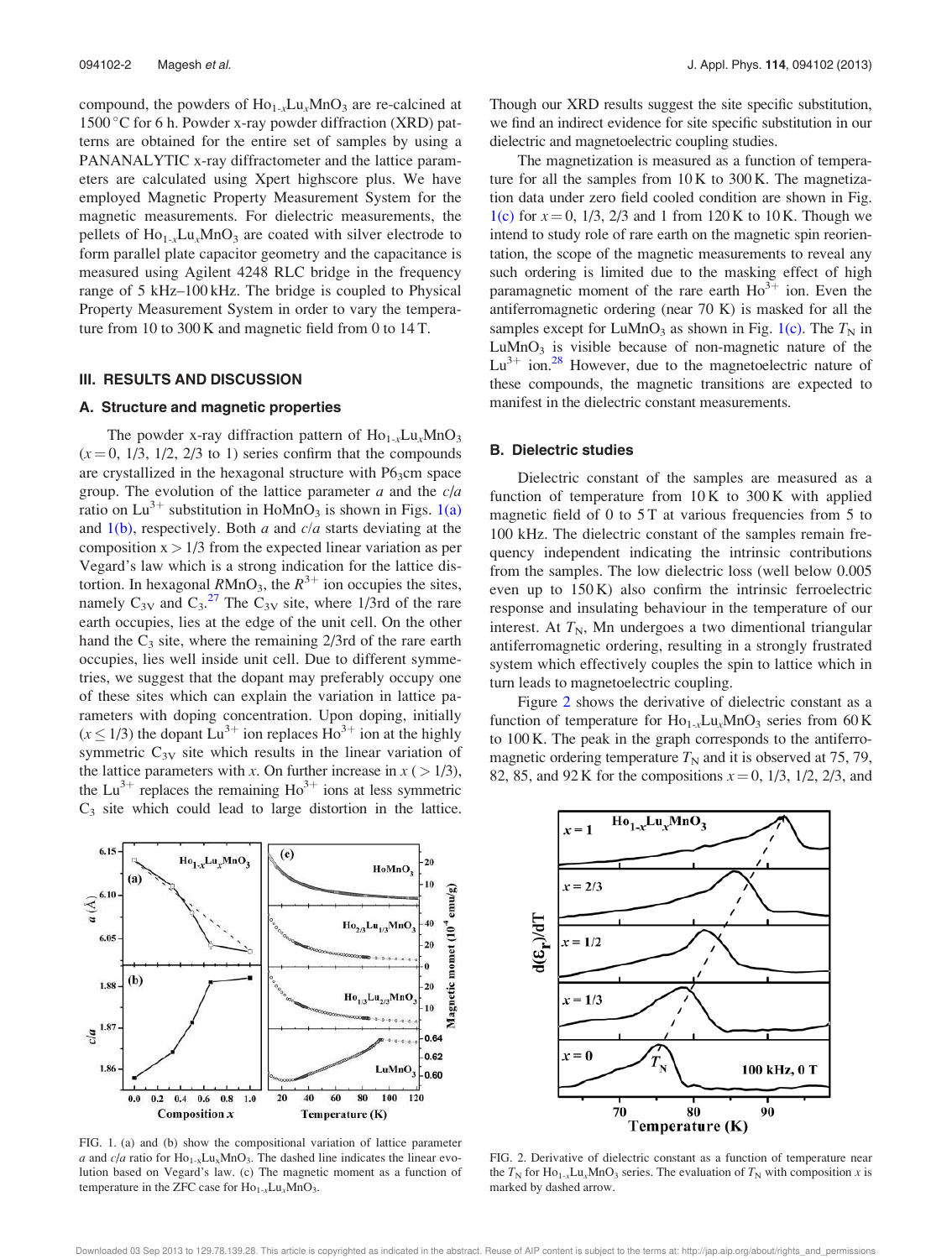compound, the powders of $Ho_{1-x}Lu_xMnO_3$ are re-calcined at 1500 °C for 6 h. Powder x-ray powder diffraction (XRD) patterns are obtained for the entire set of samples by using a PANANALYTIC x-ray diffractometer and the lattice parameters are calculated using Xpert highscore plus. We have employed Magnetic Property Measurement System for the magnetic measurements. For dielectric measurements, the pellets of $Ho_{1-x}Lu_xMnO_3$ are coated with silver electrode to form parallel plate capacitor geometry and the capacitance is measured using Agilent 4248 RLC bridge in the frequency range of 5 kHz–100 kHz. The bridge is coupled to Physical Property Measurement System in order to vary the temperature from 10 to 300 K and magnetic field from 0 to 14 T.

## III. RESULTS AND DISCUSSION

### A. Structure and magnetic properties

The powder x-ray diffraction pattern of $Ho_{1-x}Lu_xMnO_3$ ($x = 0$, 1/3, 1/2, 2/3 to 1) series confirm that the compounds are crystallized in the hexagonal structure with P6$_3$cm space group. The evolution of the lattice parameter $a$ and the $c/a$ ratio on $Lu^{3+}$ substitution in $HoMnO_3$ is shown in Figs. 1(a) and 1(b), respectively. Both $a$ and $c/a$ starts deviating at the composition $x > 1/3$ from the expected linear variation as per Vegard's law which is a strong indication for the lattice distortion. In hexagonal $RMnO_3$, the $R^{3+}$ ion occupies the sites, namely $C_{3V}$ and $C_3$.[27] The $C_{3V}$ site, where 1/3rd of the rare earth occupies, lies at the edge of the unit cell. On the other hand the $C_3$ site, where the remaining 2/3rd of the rare earth occupies, lies well inside unit cell. Due to different symmetries, we suggest that the dopant may preferably occupy one of these sites which can explain the variation in lattice parameters with doping concentration. Upon doping, initially ($x \leq 1/3$) the dopant $Lu^{3+}$ ion replaces $Ho^{3+}$ ion at the highly symmetric $C_{3V}$ site which results in the linear variation of the lattice parameters with $x$. On further increase in $x$ ($> 1/3$), the $Lu^{3+}$ replaces the remaining $Ho^{3+}$ ions at less symmetric $C_3$ site which could lead to large distortion in the lattice. Though our XRD results suggest the site specific substitution, we find an indirect evidence for site specific substitution in our dielectric and magnetoelectric coupling studies.

The magnetization is measured as a function of temperature for all the samples from 10 K to 300 K. The magnetization data under zero field cooled condition are shown in Fig. 1(c) for $x = 0$, 1/3, 2/3 and 1 from 120 K to 10 K. Though we intend to study role of rare earth on the magnetic spin reorientation, the scope of the magnetic measurements to reveal any such ordering is limited due to the masking effect of high paramagnetic moment of the rare earth $Ho^{3+}$ ion. Even the antiferromagnetic ordering (near 70 K) is masked for all the samples except for $LuMnO_3$ as shown in Fig. 1(c). The $T_N$ in $LuMnO_3$ is visible because of non-magnetic nature of the $Lu^{3+}$ ion.[28] However, due to the magnetoelectric nature of these compounds, the magnetic transitions are expected to manifest in the dielectric constant measurements.

FIG. 1. (a) and (b) show the compositional variation of lattice parameter $a$ and $c/a$ ratio for $Ho_{1-x}Lu_xMnO_3$. The dashed line indicates the linear evolution based on Vegard's law. (c) The magnetic moment as a function of temperature in the ZFC case for $Ho_{1-x}Lu_xMnO_3$.

### B. Dielectric studies

Dielectric constant of the samples are measured as a function of temperature from 10 K to 300 K with applied magnetic field of 0 to 5 T at various frequencies from 5 to 100 kHz. The dielectric constant of the samples remain frequency independent indicating the intrinsic contributions from the samples. The low dielectric loss (well below 0.005 even up to 150 K) also confirm the intrinsic ferroelectric response and insulating behaviour in the temperature of our interest. At $T_N$, Mn undergoes a two dimentional triangular antiferromagnetic ordering, resulting in a strongly frustrated system which effectively couples the spin to lattice which in turn leads to magnetoelectric coupling.

Figure 2 shows the derivative of dielectric constant as a function of temperature for $Ho_{1-x}Lu_xMnO_3$ series from 60 K to 100 K. The peak in the graph corresponds to the antiferromagnetic ordering temperature $T_N$ and it is observed at 75, 79, 82, 85, and 92 K for the compositions $x = 0$, 1/3, 1/2, 2/3, and

FIG. 2. Derivative of dielectric constant as a function of temperature near the $T_N$ for $Ho_{1-x}Lu_xMnO_3$ series. The evaluation of $T_N$ with composition $x$ is marked by dashed arrow.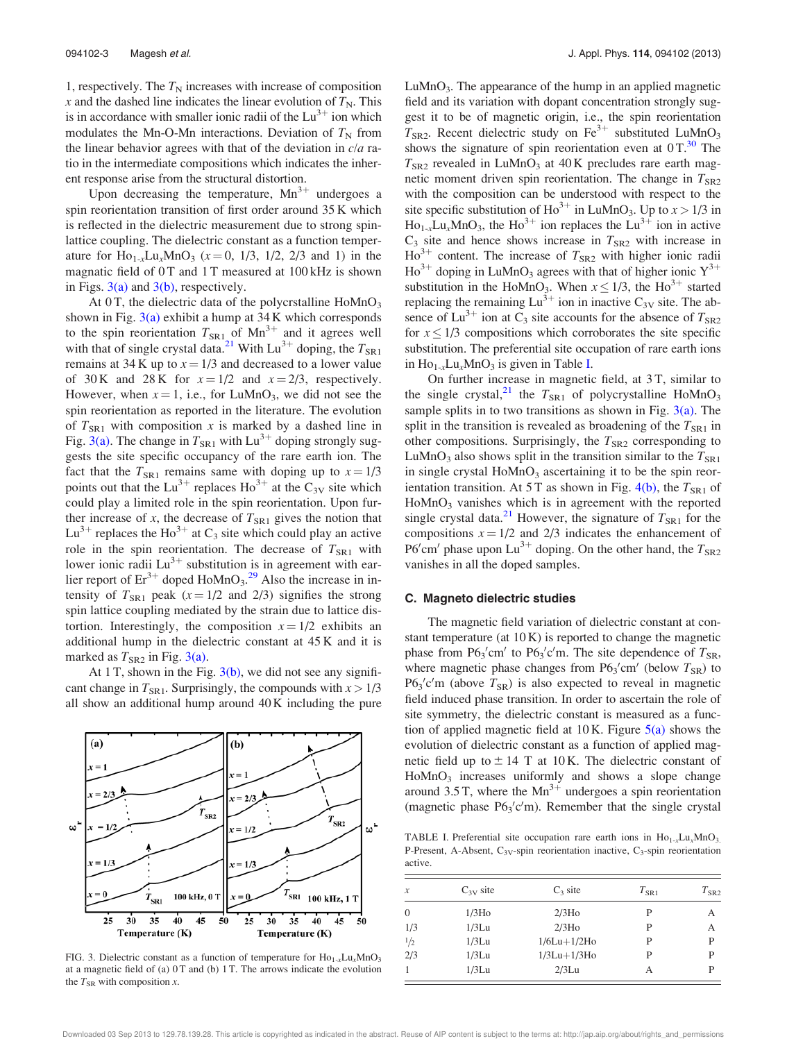1, respectively. The $T_N$ increases with increase of composition $x$ and the dashed line indicates the linear evolution of $T_N$. This is in accordance with smaller ionic radii of the $Lu^{3+}$ ion which modulates the Mn-O-Mn interactions. Deviation of $T_N$ from the linear behavior agrees with that of the deviation in $c/a$ ratio in the intermediate compositions which indicates the inherent response arise from the structural distortion.

Upon decreasing the temperature, $Mn^{3+}$ undergoes a spin reorientation transition of first order around 35 K which is reflected in the dielectric measurement due to strong spin-lattice coupling. The dielectric constant as a function temperature for $Ho_{1-x}Lu_xMnO_3$ ($x = 0$, 1/3, 1/2, 2/3 and 1) in the magnetic field of 0 T and 1 T measured at 100 kHz is shown in Figs. 3(a) and 3(b), respectively.

At 0 T, the dielectric data of the polycrstalline $HoMnO_3$ shown in Fig. 3(a) exhibit a hump at 34 K which corresponds to the spin reorientation $T_{SR1}$ of $Mn^{3+}$ and it agrees well with that of single crystal data.[21] With $Lu^{3+}$ doping, the $T_{SR1}$ remains at 34 K up to $x = 1/3$ and decreased to a lower value of 30 K and 28 K for $x = 1/2$ and $x = 2/3$, respectively. However, when $x = 1$, i.e., for $LuMnO_3$, we did not see the spin reorientation as reported in the literature. The evolution of $T_{SR1}$ with composition $x$ is marked by a dashed line in Fig. 3(a). The change in $T_{SR1}$ with $Lu^{3+}$ doping strongly suggests the site specific occupancy of the rare earth ion. The fact that the $T_{SR1}$ remains same with doping up to $x = 1/3$ points out that the $Lu^{3+}$ replaces $Ho^{3+}$ at the $C_{3V}$ site which could play a limited role in the spin reorientation. Upon further increase of $x$, the decrease of $T_{SR1}$ gives the notion that $Lu^{3+}$ replaces the $Ho^{3+}$ at $C_3$ site which could play an active role in the spin reorientation. The decrease of $T_{SR1}$ with lower ionic radii $Lu^{3+}$ substitution is in agreement with earlier report of $Er^{3+}$ doped $HoMnO_3$.[29] Also the increase in intensity of $T_{SR1}$ peak ($x = 1/2$ and 2/3) signifies the strong spin lattice coupling mediated by the strain due to lattice distortion. Interestingly, the composition $x = 1/2$ exhibits an additional hump in the dielectric constant at 45 K and it is marked as $T_{SR2}$ in Fig. 3(a).

At 1 T, shown in the Fig. 3(b), we did not see any significant change in $T_{SR1}$. Surprisingly, the compounds with $x > 1/3$ all show an additional hump around 40 K including the pure $LuMnO_3$. The appearance of the hump in an applied magnetic field and its variation with dopant concentration strongly suggest it to be of magnetic origin, i.e., the spin reorientation $T_{SR2}$. Recent dielectric study on $Fe^{3+}$ substituted $LuMnO_3$ shows the signature of spin reorientation even at 0 T.[30] The $T_{SR2}$ revealed in $LuMnO_3$ at 40 K precludes rare earth magnetic moment driven spin reorientation. The change in $T_{SR2}$ with the composition can be understood with respect to the site specific substitution of $Ho^{3+}$ in $LuMnO_3$. Up to $x > 1/3$ in $Ho_{1-x}Lu_xMnO_3$, the $Ho^{3+}$ ion replaces the $Lu^{3+}$ ion in active $C_3$ site and hence shows increase in $T_{SR2}$ with increase in $Ho^{3+}$ content. The increase of $T_{SR2}$ with higher ionic radii $Ho^{3+}$ doping in $LuMnO_3$ agrees with that of higher ionic $Y^{3+}$ substitution in the $HoMnO_3$. When $x \leq 1/3$, the $Ho^{3+}$ started replacing the remaining $Lu^{3+}$ ion in inactive $C_{3V}$ site. The absence of $Lu^{3+}$ ion at $C_3$ site accounts for the absence of $T_{SR2}$ for $x \leq 1/3$ compositions which corroborates the site specific substitution. The preferential site occupation of rare earth ions in $Ho_{1-x}Lu_xMnO_3$ is given in Table I.

On further increase in magnetic field, at 3 T, similar to the single crystal,[21] the $T_{SR1}$ of polycrystalline $HoMnO_3$ sample splits in to two transitions as shown in Fig. 3(a). The split in the transition is revealed as broadening of the $T_{SR1}$ in other compositions. Surprisingly, the $T_{SR2}$ corresponding to $LuMnO_3$ also shows split in the transition similar to the $T_{SR1}$ in single crystal $HoMnO_3$ ascertaining it to be the spin reorientation transition. At 5 T as shown in Fig. 4(b), the $T_{SR1}$ of $HoMnO_3$ vanishes which is in agreement with the reported single crystal data.[21] However, the signature of $T_{SR1}$ for the compositions $x = 1/2$ and 2/3 indicates the enhancement of $P6'cm'$ phase upon $Lu^{3+}$ doping. On the other hand, the $T_{SR2}$ vanishes in all the doped samples.

FIG. 3. Dielectric constant as a function of temperature for $Ho_{1-x}Lu_xMnO_3$ at a magnetic field of (a) 0 T and (b) 1 T. The arrows indicate the evolution the $T_{SR}$ with composition $x$.

### C. Magneto dielectric studies

The magnetic field variation of dielectric constant at constant temperature (at 10 K) is reported to change the magnetic phase from $P6_3'cm'$ to $P6_3'c'm$. The site dependence of $T_{SR}$, where magnetic phase changes from $P6_3'cm'$ (below $T_{SR}$) to $P6_3'c'm$ (above $T_{SR}$) is also expected to reveal in magnetic field induced phase transition. In order to ascertain the role of site symmetry, the dielectric constant is measured as a function of applied magnetic field at 10 K. Figure 5(a) shows the evolution of dielectric constant as a function of applied magnetic field up to $\pm$ 14 T at 10 K. The dielectric constant of $HoMnO_3$ increases uniformly and shows a slope change around 3.5 T, where the $Mn^{3+}$ undergoes a spin reorientation (magnetic phase $P6_3'c'm$). Remember that the single crystal

TABLE I. Preferential site occupation rare earth ions in $Ho_{1-x}Lu_xMnO_3$. P-Present, A-Absent, $C_{3V}$-spin reorientation inactive, $C_3$-spin reorientation active.

| $x$ | $C_{3V}$ site | $C_3$ site | $T_{SR1}$ | $T_{SR2}$ |
|---|---|---|---|---|
| 0 | 1/3Ho | 2/3Ho | P | A |
| 1/3 | 1/3Lu | 2/3Ho | P | A |
| ½ | 1/3Lu | 1/6Lu+1/2Ho | P | P |
| 2/3 | 1/3Lu | 1/3Lu+1/3Ho | P | P |
| 1 | 1/3Lu | 2/3Lu | A | P |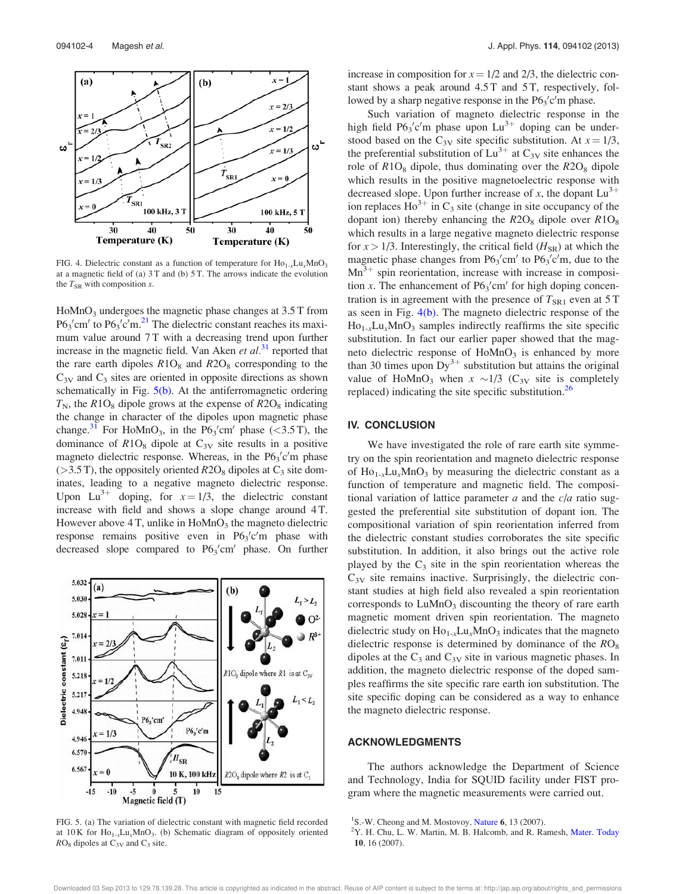FIG. 4. Dielectric constant as a function of temperature for $Ho_{1-x}Lu_xMnO_3$ at a magnetic field of (a) 3 T and (b) 5 T. The arrows indicate the evolution the $T_{SR}$ with composition $x$.

$HoMnO_3$ undergoes the magnetic phase changes at 3.5 T from $P6_3'cm'$ to $P6_3'c'm$.[21] The dielectric constant reaches its maximum value around 7 T with a decreasing trend upon further increase in the magnetic field. Van Aken *et al.*[31] reported that the rare earth dipoles $R1O_8$ and $R2O_8$ corresponding to the $C_{3V}$ and $C_3$ sites are oriented in opposite directions as shown schematically in Fig. 5(b). At the antiferromagnetic ordering $T_N$, the $R1O_8$ dipole grows at the expense of $R2O_8$ indicating the change in character of the dipoles upon magnetic phase change.[31] For $HoMnO_3$, in the $P6_3'cm'$ phase (<3.5 T), the dominance of $R1O_8$ dipole at $C_{3V}$ site results in a positive magneto dielectric response. Whereas, in the $P6_3'c'm$ phase (>3.5 T), the oppositely oriented $R2O_8$ dipoles at $C_3$ site dominates, leading to a negative magneto dielectric response. Upon $Lu^{3+}$ doping, for $x = 1/3$, the dielectric constant increase with field and shows a slope change around 4 T. However above 4 T, unlike in $HoMnO_3$ the magneto dielectric response remains positive even in $P6_3'c'm$ phase with decreased slope compared to $P6_3'cm'$ phase. On further increase in composition for $x = 1/2$ and 2/3, the dielectric constant shows a peak around 4.5 T and 5 T, respectively, followed by a sharp negative response in the $P6_3'c'm$ phase.

Such variation of magneto dielectric response in the high field $P6_3'c'm$ phase upon $Lu^{3+}$ doping can be understood based on the $C_{3V}$ site specific substitution. At $x = 1/3$, the preferential substitution of $Lu^{3+}$ at $C_{3V}$ site enhances the role of $R1O_8$ dipole, thus dominating over the $R2O_8$ dipole which results in the positive magnetoelectric response with decreased slope. Upon further increase of $x$, the dopant $Lu^{3+}$ ion replaces $Ho^{3+}$ in $C_3$ site (change in site occupancy of the dopant ion) thereby enhancing the $R2O_8$ dipole over $R1O_8$ which results in a large negative magneto dielectric response for $x > 1/3$. Interestingly, the critical field ($H_{SR}$) at which the magnetic phase changes from $P6_3'cm'$ to $P6_3'c'm$, due to the $Mn^{3+}$ spin reorientation, increase with increase in composition $x$. The enhancement of $P6_3'cm'$ for high doping concentration is in agreement with the presence of $T_{SR1}$ even at 5 T as seen in Fig. 4(b). The magneto dielectric response of the $Ho_{1-x}Lu_xMnO_3$ samples indirectly reaffirms the site specific substitution. In fact our earlier paper showed that the magneto dielectric response of $HoMnO_3$ is enhanced by more than 30 times upon $Dy^{3+}$ substitution but attains the original value of $HoMnO_3$ when $x \sim 1/3$ ($C_{3V}$ site is completely replaced) indicating the site specific substitution.[26]

FIG. 5. (a) The variation of dielectric constant with magnetic field recorded at 10 K for $Ho_{1-x}Lu_xMnO_3$. (b) Schematic diagram of oppositely oriented $RO_8$ dipoles at $C_{3V}$ and $C_3$ site.

## IV. CONCLUSION

We have investigated the role of rare earth site symmetry on the spin reorientation and magneto dielectric response of $Ho_{1-x}Lu_xMnO_3$ by measuring the dielectric constant as a function of temperature and magnetic field. The compositional variation of lattice parameter $a$ and the $c/a$ ratio suggested the preferential site substitution of dopant ion. The compositional variation of spin reorientation inferred from the dielectric constant studies corroborates the site specific substitution. In addition, it also brings out the active role played by the $C_3$ site in the spin reorientation whereas the $C_{3V}$ site remains inactive. Surprisingly, the dielectric constant studies at high field also revealed a spin reorientation corresponds to $LuMnO_3$ discounting the theory of rare earth magnetic moment driven spin reorientation. The magneto dielectric study on $Ho_{1-x}Lu_xMnO_3$ indicates that the magneto dielectric response is determined by dominance of the $RO_8$ dipoles at the $C_3$ and $C_{3V}$ site in various magnetic phases. In addition, the magneto dielectric response of the doped samples reaffirms the site specific rare earth ion substitution. The site specific doping can be considered as a way to enhance the magneto dielectric response.

## ACKNOWLEDGMENTS

The authors acknowledge the Department of Science and Technology, India for SQUID facility under FIST program where the magnetic measurements were carried out.

[1] S.-W. Cheong and M. Mostovoy, Nature 6, 13 (2007).

[2] Y. H. Chu, L. W. Martin, M. B. Halcomb, and R. Ramesh, Mater. Today 10, 16 (2007).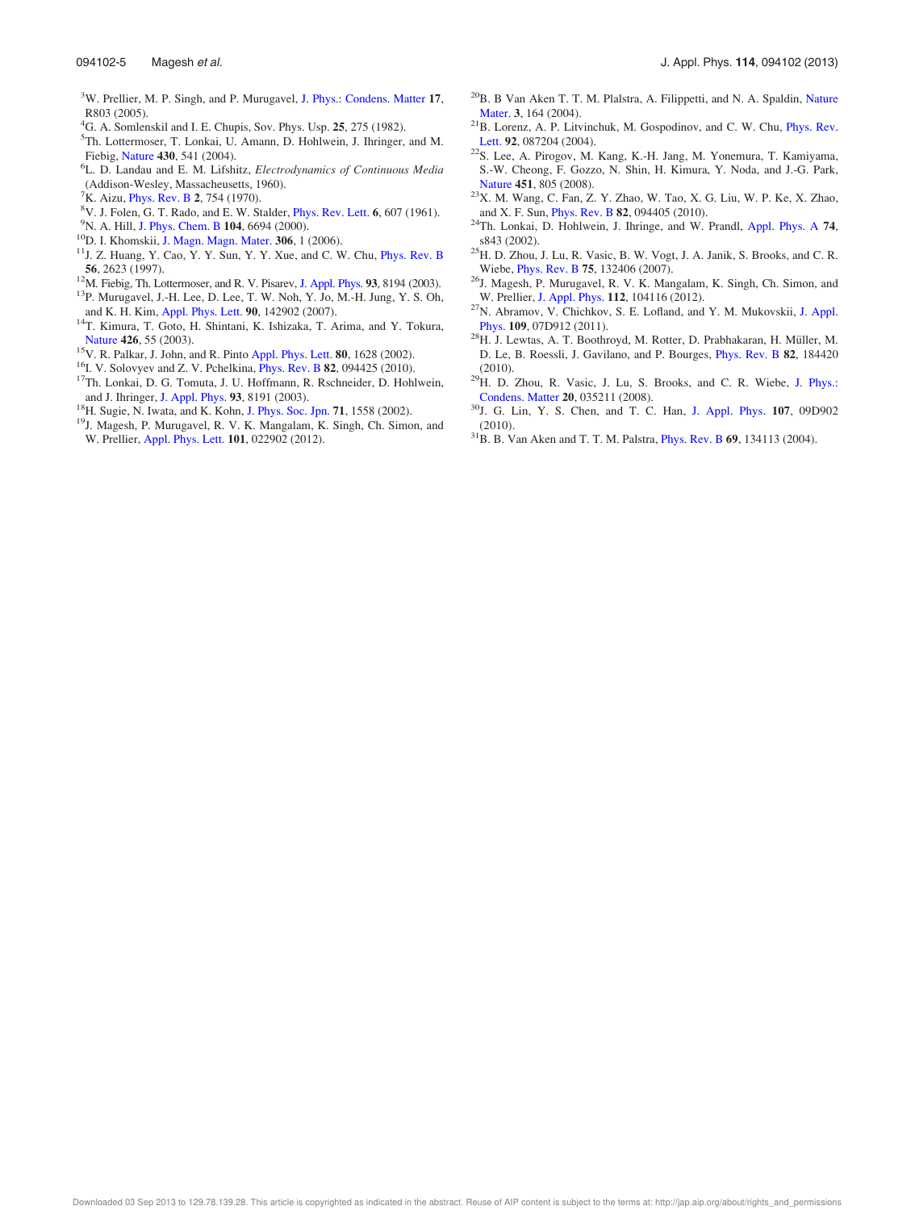[3] W. Prellier, M. P. Singh, and P. Murugavel, J. Phys.: Condens. Matter **17**, R803 (2005).

[4] G. A. Somlenskil and I. E. Chupis, Sov. Phys. Usp. **25**, 275 (1982).

[5] Th. Lottermoser, T. Lonkai, U. Amann, D. Hohlwein, J. Ihringer, and M. Fiebig, Nature **430**, 541 (2004).

[6] L. D. Landau and E. M. Lifshitz, *Electrodynamics of Continuous Media* (Addison-Wesley, Massacheusetts, 1960).

[7] K. Aizu, Phys. Rev. B **2**, 754 (1970).

[8] V. J. Folen, G. T. Rado, and E. W. Stalder, Phys. Rev. Lett. **6**, 607 (1961).

[9] N. A. Hill, J. Phys. Chem. B **104**, 6694 (2000).

[10] D. I. Khomskii, J. Magn. Magn. Mater. **306**, 1 (2006).

[11] J. Z. Huang, Y. Cao, Y. Y. Sun, Y. Y. Xue, and C. W. Chu, Phys. Rev. B **56**, 2623 (1997).

[12] M. Fiebig, Th. Lottermoser, and R. V. Pisarev, J. Appl. Phys. **93**, 8194 (2003).

[13] P. Murugavel, J.-H. Lee, D. Lee, T. W. Noh, Y. Jo, M.-H. Jung, Y. S. Oh, and K. H. Kim, Appl. Phys. Lett. **90**, 142902 (2007).

[14] T. Kimura, T. Goto, H. Shintani, K. Ishizaka, T. Arima, and Y. Tokura, Nature **426**, 55 (2003).

[15] V. R. Palkar, J. John, and R. Pinto Appl. Phys. Lett. **80**, 1628 (2002).

[16] I. V. Solovyev and Z. V. Pchelkina, Phys. Rev. B **82**, 094425 (2010).

[17] Th. Lonkai, D. G. Tomuta, J. U. Hoffmann, R. Rschneider, D. Hohlwein, and J. Ihringer, J. Appl. Phys. **93**, 8191 (2003).

[18] H. Sugie, N. Iwata, and K. Kohn, J. Phys. Soc. Jpn. **71**, 1558 (2002).

[19] J. Magesh, P. Murugavel, R. V. K. Mangalam, K. Singh, Ch. Simon, and W. Prellier, Appl. Phys. Lett. **101**, 022902 (2012).

[20] B. B Van Aken T. T. M. Plalstra, A. Filippetti, and N. A. Spaldin, Nature Mater. **3**, 164 (2004).

[21] B. Lorenz, A. P. Litvinchuk, M. Gospodinov, and C. W. Chu, Phys. Rev. Lett. **92**, 087204 (2004).

[22] S. Lee, A. Pirogov, M. Kang, K.-H. Jang, M. Yonemura, T. Kamiyama, S.-W. Cheong, F. Gozzo, N. Shin, H. Kimura, Y. Noda, and J.-G. Park, Nature **451**, 805 (2008).

[23] X. M. Wang, C. Fan, Z. Y. Zhao, W. Tao, X. G. Liu, W. P. Ke, X. Zhao, and X. F. Sun, Phys. Rev. B **82**, 094405 (2010).

[24] Th. Lonkai, D. Hohlwein, J. Ihringe, and W. Prandl, Appl. Phys. A **74**, s843 (2002).

[25] H. D. Zhou, J. Lu, R. Vasic, B. W. Vogt, J. A. Janik, S. Brooks, and C. R. Wiebe, Phys. Rev. B **75**, 132406 (2007).

[26] J. Magesh, P. Murugavel, R. V. K. Mangalam, K. Singh, Ch. Simon, and W. Prellier, J. Appl. Phys. **112**, 104116 (2012).

[27] N. Abramov, V. Chichkov, S. E. Lofland, and Y. M. Mukovskii, J. Appl. Phys. **109**, 07D912 (2011).

[28] H. J. Lewtas, A. T. Boothroyd, M. Rotter, D. Prabhakaran, H. Müller, M. D. Le, B. Roessli, J. Gavilano, and P. Bourges, Phys. Rev. B **82**, 184420 (2010).

[29] H. D. Zhou, R. Vasic, J. Lu, S. Brooks, and C. R. Wiebe, J. Phys.: Condens. Matter **20**, 035211 (2008).

[30] J. G. Lin, Y. S. Chen, and T. C. Han, J. Appl. Phys. **107**, 09D902 (2010).

[31] B. B. Van Aken and T. T. M. Palstra, Phys. Rev. B **69**, 134113 (2004).